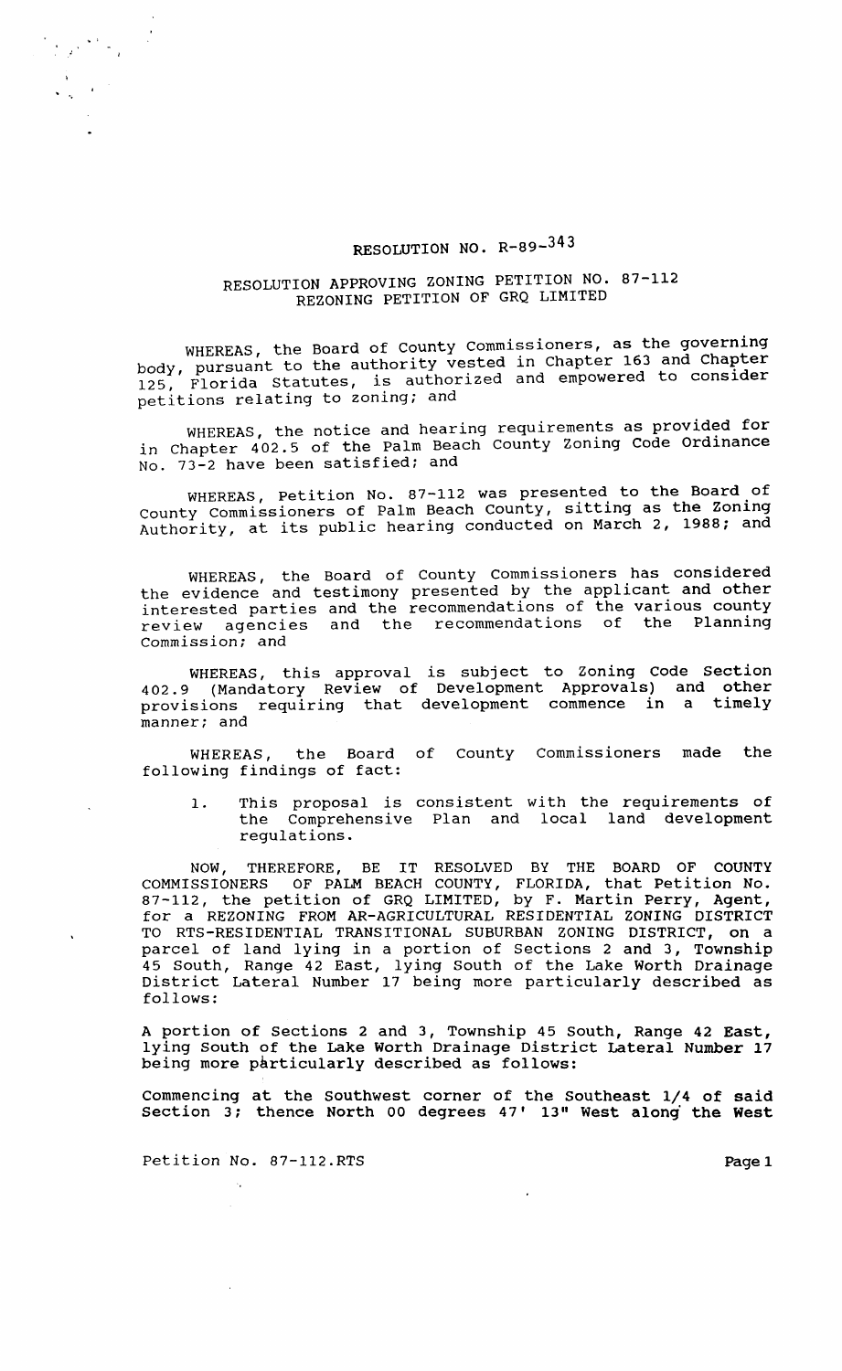# RESOLUTION NO. R-89-343

## RESOLUTION APPROVING ZONING PETITION NO. 87-112
## REZONING PETITION OF GRQ LIMITED

WHEREAS, the Board of County Commissioners, as the governing body, pursuant to the authority vested in Chapter 163 and Chapter 125, Florida Statutes, is authorized and empowered to consider petitions relating to zoning; and

WHEREAS, the notice and hearing requirements as provided for in Chapter 402.5 of the Palm Beach County Zoning Code Ordinance No. 73-2 have been satisfied; and

WHEREAS, Petition No. 87-112 was presented to the Board of County Commissioners of Palm Beach County, sitting as the Zoning Authority, at its public hearing conducted on March 2, 1988; and

WHEREAS, the Board of County Commissioners has considered the evidence and testimony presented by the applicant and other interested parties and the recommendations of the various county review agencies and the recommendations of the Planning Commission; and

WHEREAS, this approval is subject to Zoning Code Section 402.9 (Mandatory Review of Development Approvals) and other provisions requiring that development commence in a timely manner; and

WHEREAS, the Board of County Commissioners made the following findings of fact:

1. This proposal is consistent with the requirements of the Comprehensive Plan and local land development regulations.

NOW, THEREFORE, BE IT RESOLVED BY THE BOARD OF COUNTY COMMISSIONERS OF PALM BEACH COUNTY, FLORIDA, that Petition No. 87-112, the petition of GRQ LIMITED, by F. Martin Perry, Agent, for a REZONING FROM AR-AGRICULTURAL RESIDENTIAL ZONING DISTRICT TO RTS-RESIDENTIAL TRANSITIONAL SUBURBAN ZONING DISTRICT, on a parcel of land lying in a portion of Sections 2 and 3, Township 45 South, Range 42 East, lying South of the Lake Worth Drainage District Lateral Number 17 being more particularly described as follows:

A portion of Sections 2 and 3, Township 45 South, Range 42 East, lying South of the Lake Worth Drainage District Lateral Number 17 being more particularly described as follows:

Commencing at the Southwest corner of the Southeast 1/4 of said Section 3; thence North 00 degrees 47' 13" West along the West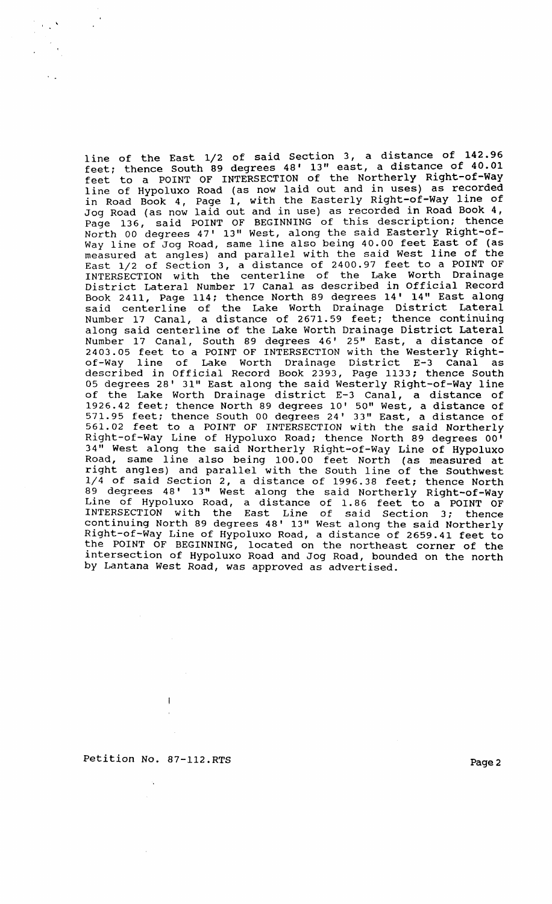line of the East 1/2 of said Section 3, a distance of 142.96 feet; thence South 89 degrees 48' 13" east, a distance of 40.01 feet to a POINT OF INTERSECTION of the Northerly Right-of-Way line of Hypoluxo Road (as now laid out and in uses) as recorded in Road Book 4, Page 1, with the Easterly Right-of-Way line of Jog Road (as now laid out and in use) as recorded in Road Book 4, Page 136, said POINT OF BEGINNING of this description; thence North 00 degrees 47' 13" West, along the said Easterly Right-of-Way line of Jog Road, same line also being 40.00 feet East of (as measured at angles) and parallel with the said West line of the East 1/2 of Section 3, a distance of 2400.97 feet to a POINT OF INTERSECTION with the centerline of the Lake Worth Drainage District Lateral Number 17 Canal as described in Official Record Book 2411, Page 114; thence North 89 degrees 14' 14" East along said centerline of the Lake Worth Drainage District Lateral Number 17 Canal, a distance of 2671.59 feet; thence continuing along said centerline of the Lake Worth Drainage District Lateral Number 17 Canal, South 89 degrees 46' 25" East, a distance of 2403.05 feet to a POINT OF INTERSECTION with the Westerly Right-of-Way line of Lake Worth Drainage District E-3 Canal as described in Official Record Book 2393, Page 1133; thence South 05 degrees 28' 31" East along the said Westerly Right-of-Way line of the Lake Worth Drainage district E-3 Canal, a distance of 1926.42 feet; thence North 89 degrees 10' 50" West, a distance of 571.95 feet; thence South 00 degrees 24' 33" East, a distance of 561.02 feet to a POINT OF INTERSECTION with the said Northerly Right-of-Way Line of Hypoluxo Road; thence North 89 degrees 00' 34" West along the said Northerly Right-of-Way Line of Hypoluxo Road, same line also being 100.00 feet North (as measured at right angles) and parallel with the South line of the Southwest 1/4 of said Section 2, a distance of 1996.38 feet; thence North 89 degrees 48' 13" West along the said Northerly Right-of-Way Line of Hypoluxo Road, a distance of 1.86 feet to a POINT OF INTERSECTION with the East Line of said Section 3; thence continuing North 89 degrees 48' 13" West along the said Northerly Right-of-Way Line of Hypoluxo Road, a distance of 2659.41 feet to the POINT OF BEGINNING, located on the northeast corner of the intersection of Hypoluxo Road and Jog Road, bounded on the north by Lantana West Road, was approved as advertised.

Petition No. 87-112.RTS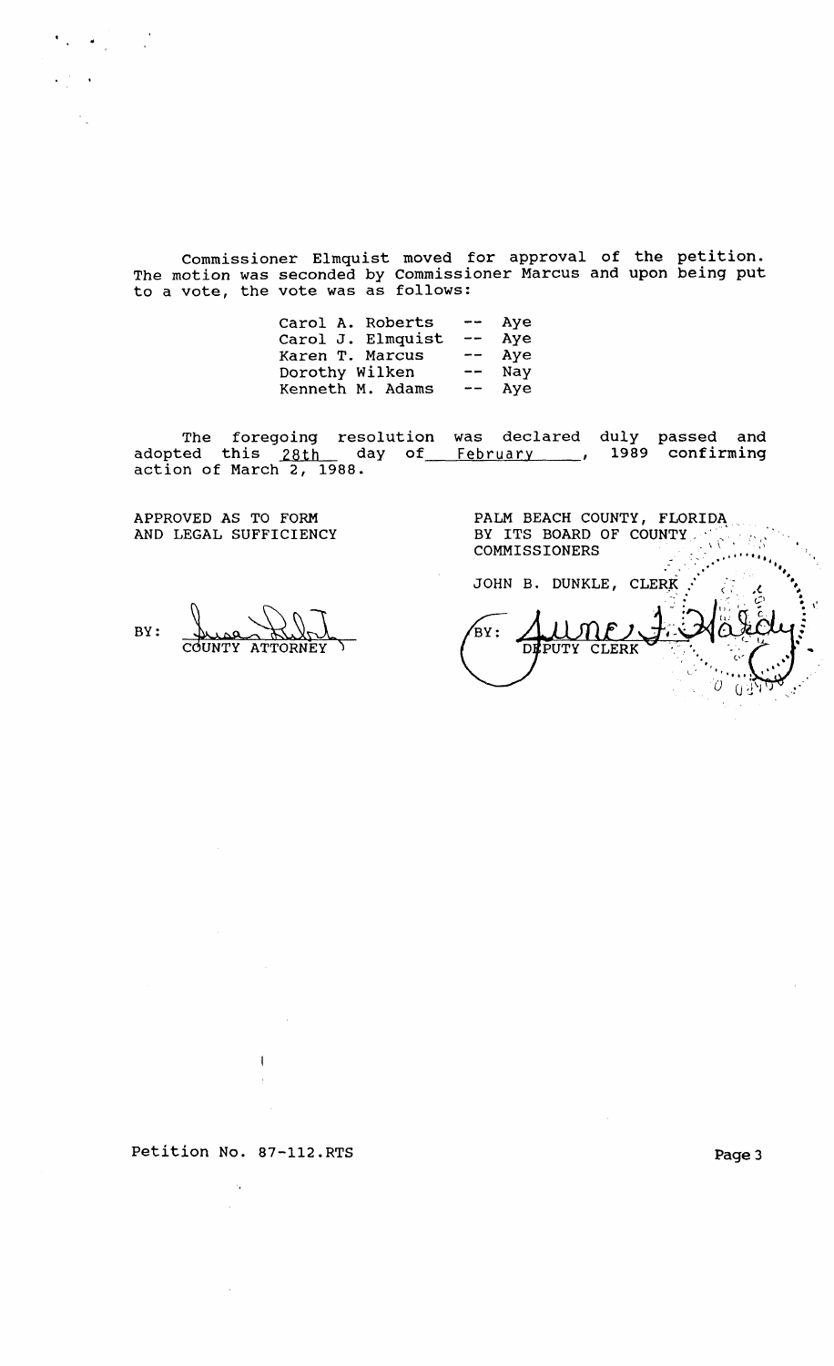Commissioner Elmquist moved for approval of the petition. The motion was seconded by Commissioner Marcus and upon being put to a vote, the vote was as follows:

| | | |
|---|---|---|
| Carol A. Roberts | -- | Aye |
| Carol J. Elmquist | -- | Aye |
| Karen T. Marcus | -- | Aye |
| Dorothy Wilken | -- | Nay |
| Kenneth M. Adams | -- | Aye |

The foregoing resolution was declared duly passed and adopted this 28th day of February, 1989 confirming action of March 2, 1988.

APPROVED AS TO FORM AND LEGAL SUFFICIENCY

BY: COUNTY ATTORNEY

PALM BEACH COUNTY, FLORIDA BY ITS BOARD OF COUNTY COMMISSIONERS

JOHN B. DUNKLE, CLERK

BY: DEPUTY CLERK

Petition No. 87-112.RTS